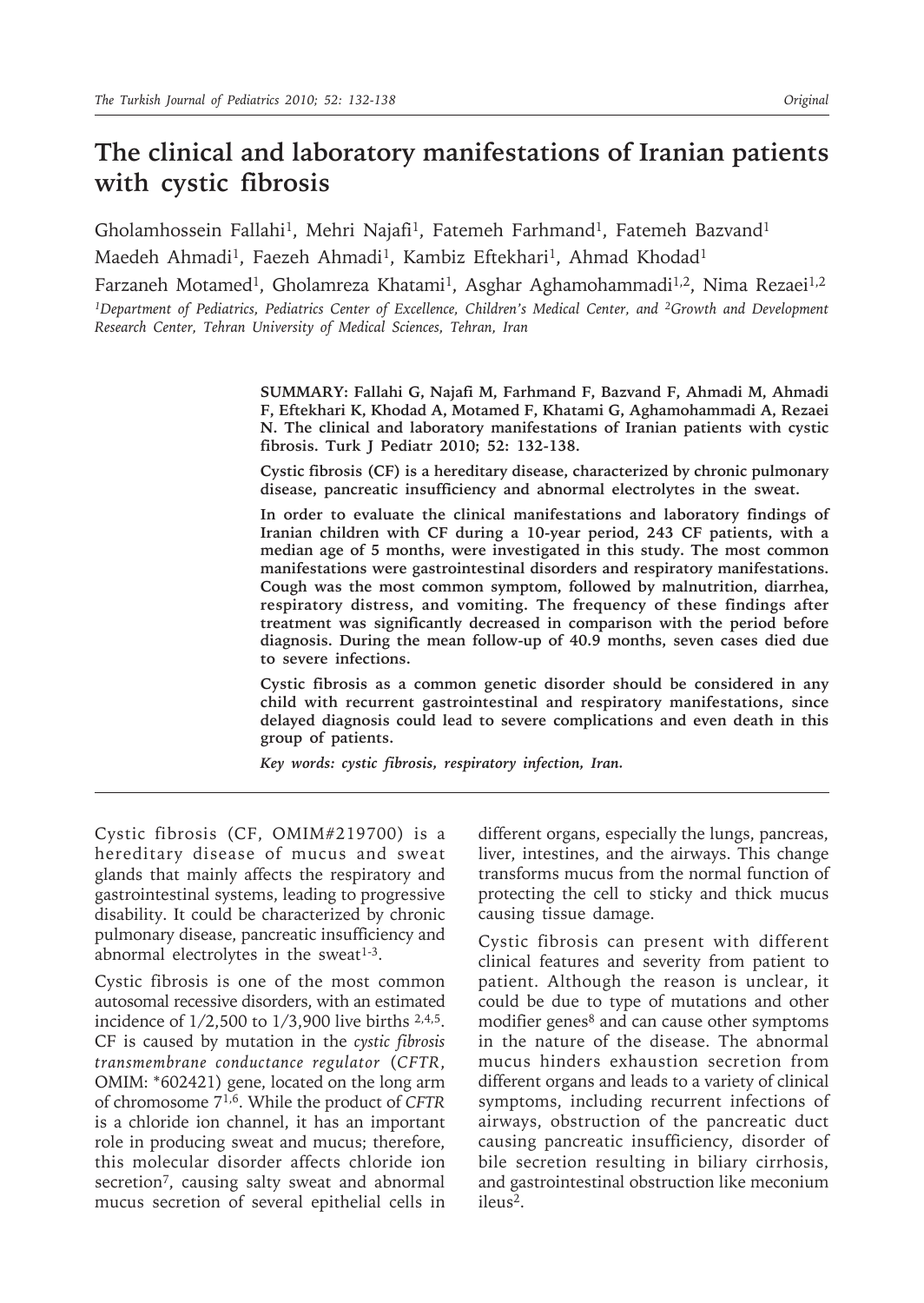# The clinical and laboratory manifestations of Iranian patients with cystic fibrosis

Gholamhossein Fallahi[1], Mehri Najafi[1], Fatemeh Farhmand[1], Fatemeh Bazvand[1] Maedeh Ahmadi[1], Faezeh Ahmadi[1], Kambiz Eftekhari[1], Ahmad Khodad[1] Farzaneh Motamed[1], Gholamreza Khatami[1], Asghar Aghamohammadi[1,2], Nima Rezaei[1,2]

*[1]Department of Pediatrics, Pediatrics Center of Excellence, Children's Medical Center, and [2]Growth and Development Research Center, Tehran University of Medical Sciences, Tehran, Iran*

**SUMMARY: Fallahi G, Najafi M, Farhmand F, Bazvand F, Ahmadi M, Ahmadi F, Eftekhari K, Khodad A, Motamed F, Khatami G, Aghamohammadi A, Rezaei N. The clinical and laboratory manifestations of Iranian patients with cystic fibrosis. Turk J Pediatr 2010; 52: 132-138.**

**Cystic fibrosis (CF) is a hereditary disease, characterized by chronic pulmonary disease, pancreatic insufficiency and abnormal electrolytes in the sweat.**

**In order to evaluate the clinical manifestations and laboratory findings of Iranian children with CF during a 10-year period, 243 CF patients, with a median age of 5 months, were investigated in this study. The most common manifestations were gastrointestinal disorders and respiratory manifestations. Cough was the most common symptom, followed by malnutrition, diarrhea, respiratory distress, and vomiting. The frequency of these findings after treatment was significantly decreased in comparison with the period before diagnosis. During the mean follow-up of 40.9 months, seven cases died due to severe infections.**

**Cystic fibrosis as a common genetic disorder should be considered in any child with recurrent gastrointestinal and respiratory manifestations, since delayed diagnosis could lead to severe complications and even death in this group of patients.**

***Key words: cystic fibrosis, respiratory infection, Iran.***

Cystic fibrosis (CF, OMIM#219700) is a hereditary disease of mucus and sweat glands that mainly affects the respiratory and gastrointestinal systems, leading to progressive disability. It could be characterized by chronic pulmonary disease, pancreatic insufficiency and abnormal electrolytes in the sweat[1-3].

Cystic fibrosis is one of the most common autosomal recessive disorders, with an estimated incidence of 1/2,500 to 1/3,900 live births [2,4,5]. CF is caused by mutation in the *cystic fibrosis transmembrane conductance regulator* (*CFTR*, OMIM: *602421) gene, located on the long arm of chromosome 7[1,6]. While the product of *CFTR* is a chloride ion channel, it has an important role in producing sweat and mucus; therefore, this molecular disorder affects chloride ion secretion[7], causing salty sweat and abnormal mucus secretion of several epithelial cells in different organs, especially the lungs, pancreas, liver, intestines, and the airways. This change transforms mucus from the normal function of protecting the cell to sticky and thick mucus causing tissue damage.

Cystic fibrosis can present with different clinical features and severity from patient to patient. Although the reason is unclear, it could be due to type of mutations and other modifier genes[8] and can cause other symptoms in the nature of the disease. The abnormal mucus hinders exhaustion secretion from different organs and leads to a variety of clinical symptoms, including recurrent infections of airways, obstruction of the pancreatic duct causing pancreatic insufficiency, disorder of bile secretion resulting in biliary cirrhosis, and gastrointestinal obstruction like meconium ileus[2].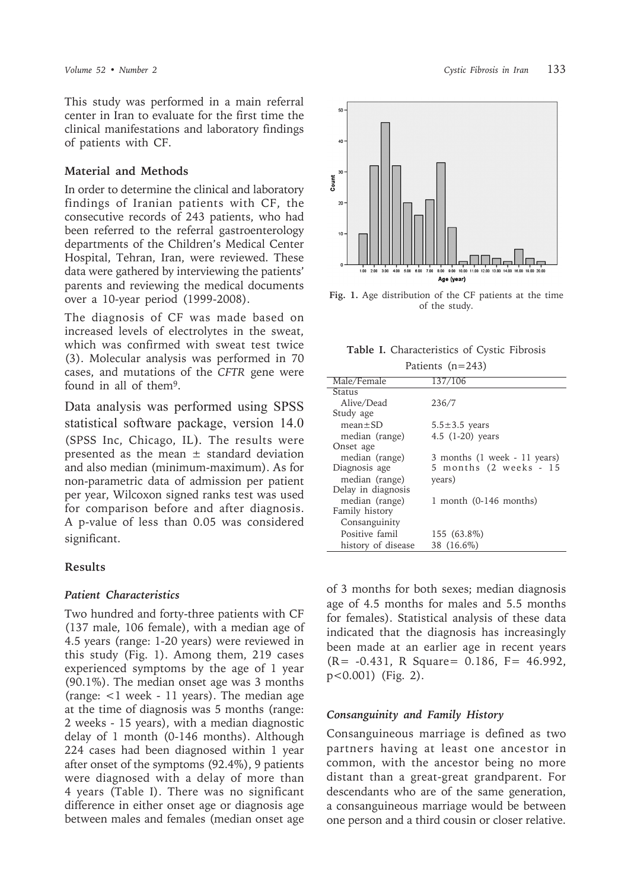This study was performed in a main referral center in Iran to evaluate for the first time the clinical manifestations and laboratory findings of patients with CF.

## Material and Methods

In order to determine the clinical and laboratory findings of Iranian patients with CF, the consecutive records of 243 patients, who had been referred to the referral gastroenterology departments of the Children's Medical Center Hospital, Tehran, Iran, were reviewed. These data were gathered by interviewing the patients' parents and reviewing the medical documents over a 10-year period (1999-2008).

The diagnosis of CF was made based on increased levels of electrolytes in the sweat, which was confirmed with sweat test twice (3). Molecular analysis was performed in 70 cases, and mutations of the *CFTR* gene were found in all of them[9].

Data analysis was performed using SPSS statistical software package, version 14.0 (SPSS Inc, Chicago, IL). The results were presented as the mean ± standard deviation and also median (minimum-maximum). As for non-parametric data of admission per patient per year, Wilcoxon signed ranks test was used for comparison before and after diagnosis. A p-value of less than 0.05 was considered significant.

## Results

### *Patient Characteristics*

Two hundred and forty-three patients with CF (137 male, 106 female), with a median age of 4.5 years (range: 1-20 years) were reviewed in this study (Fig. 1). Among them, 219 cases experienced symptoms by the age of 1 year (90.1%). The median onset age was 3 months (range: <1 week - 11 years). The median age at the time of diagnosis was 5 months (range: 2 weeks - 15 years), with a median diagnostic delay of 1 month (0-146 months). Although 224 cases had been diagnosed within 1 year after onset of the symptoms (92.4%), 9 patients were diagnosed with a delay of more than 4 years (Table I). There was no significant difference in either onset age or diagnosis age between males and females (median onset age of 3 months for both sexes; median diagnosis age of 4.5 months for males and 5.5 months for females). Statistical analysis of these data indicated that the diagnosis has increasingly been made at an earlier age in recent years ($R= -0.431$, $R$ Square$= 0.186$, $F= 46.992$, $p<0.001$) (Fig. 2).

Fig. 1. Age distribution of the CF patients at the time of the study.

**Table I.** Characteristics of Cystic Fibrosis Patients (n=243)

| Male/Female | 137/106 |
|---|---|
| Status | |
| Alive/Dead | 236/7 |
| Study age | |
| mean±SD | 5.5±3.5 years |
| median (range) | 4.5 (1-20) years |
| Onset age | |
| median (range) | 3 months (1 week - 11 years) |
| Diagnosis age | |
| median (range) | 5 months (2 weeks - 15 years) |
| Delay in diagnosis | |
| median (range) | 1 month (0-146 months) |
| Family history | |
| Consanguinity | |
| Positive famil | 155 (63.8%) |
| history of disease | 38 (16.6%) |

### *Consanguinity and Family History*

Consanguineous marriage is defined as two partners having at least one ancestor in common, with the ancestor being no more distant than a great-great grandparent. For descendants who are of the same generation, a consanguineous marriage would be between one person and a third cousin or closer relative.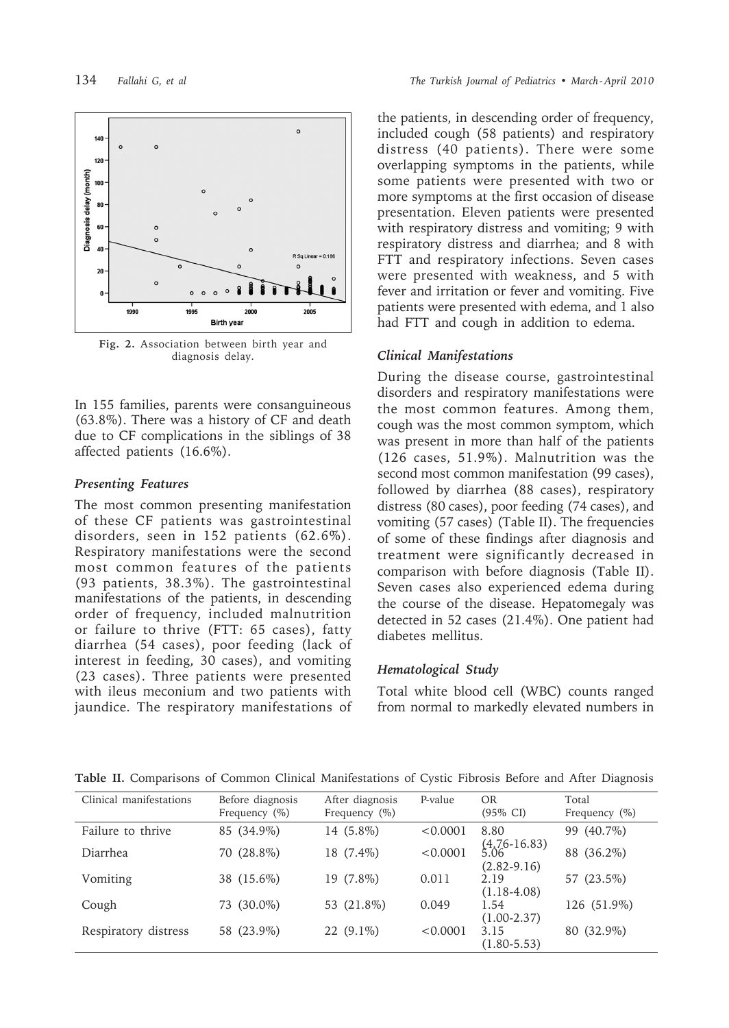Fig. 2. Association between birth year and diagnosis delay.

In 155 families, parents were consanguineous (63.8%). There was a history of CF and death due to CF complications in the siblings of 38 affected patients (16.6%).

### Presenting Features

The most common presenting manifestation of these CF patients was gastrointestinal disorders, seen in 152 patients (62.6%). Respiratory manifestations were the second most common features of the patients (93 patients, 38.3%). The gastrointestinal manifestations of the patients, in descending order of frequency, included malnutrition or failure to thrive (FTT: 65 cases), fatty diarrhea (54 cases), poor feeding (lack of interest in feeding, 30 cases), and vomiting (23 cases). Three patients were presented with ileus meconium and two patients with jaundice. The respiratory manifestations of the patients, in descending order of frequency, included cough (58 patients) and respiratory distress (40 patients). There were some overlapping symptoms in the patients, while some patients were presented with two or more symptoms at the first occasion of disease presentation. Eleven patients were presented with respiratory distress and vomiting; 9 with respiratory distress and diarrhea; and 8 with FTT and respiratory infections. Seven cases were presented with weakness, and 5 with fever and irritation or fever and vomiting. Five patients were presented with edema, and 1 also had FTT and cough in addition to edema.

### Clinical Manifestations

During the disease course, gastrointestinal disorders and respiratory manifestations were the most common features. Among them, cough was the most common symptom, which was present in more than half of the patients (126 cases, 51.9%). Malnutrition was the second most common manifestation (99 cases), followed by diarrhea (88 cases), respiratory distress (80 cases), poor feeding (74 cases), and vomiting (57 cases) (Table II). The frequencies of some of these findings after diagnosis and treatment were significantly decreased in comparison with before diagnosis (Table II). Seven cases also experienced edema during the course of the disease. Hepatomegaly was detected in 52 cases (21.4%). One patient had diabetes mellitus.

### Hematological Study

Total white blood cell (WBC) counts ranged from normal to markedly elevated numbers in

**Table II.** Comparisons of Common Clinical Manifestations of Cystic Fibrosis Before and After Diagnosis

| Clinical manifestations | Before diagnosis Frequency (%) | After diagnosis Frequency (%) | P-value | OR (95% CI) | Total Frequency (%) |
|---|---|---|---|---|---|
| Failure to thrive | 85 (34.9%) | 14 (5.8%) | <0.0001 | 8.80 (4.76-16.83) | 99 (40.7%) |
| Diarrhea | 70 (28.8%) | 18 (7.4%) | <0.0001 | 5.06 (2.82-9.16) | 88 (36.2%) |
| Vomiting | 38 (15.6%) | 19 (7.8%) | 0.011 | 2.19 (1.18-4.08) | 57 (23.5%) |
| Cough | 73 (30.0%) | 53 (21.8%) | 0.049 | 1.54 (1.00-2.37) | 126 (51.9%) |
| Respiratory distress | 58 (23.9%) | 22 (9.1%) | <0.0001 | 3.15 (1.80-5.53) | 80 (32.9%) |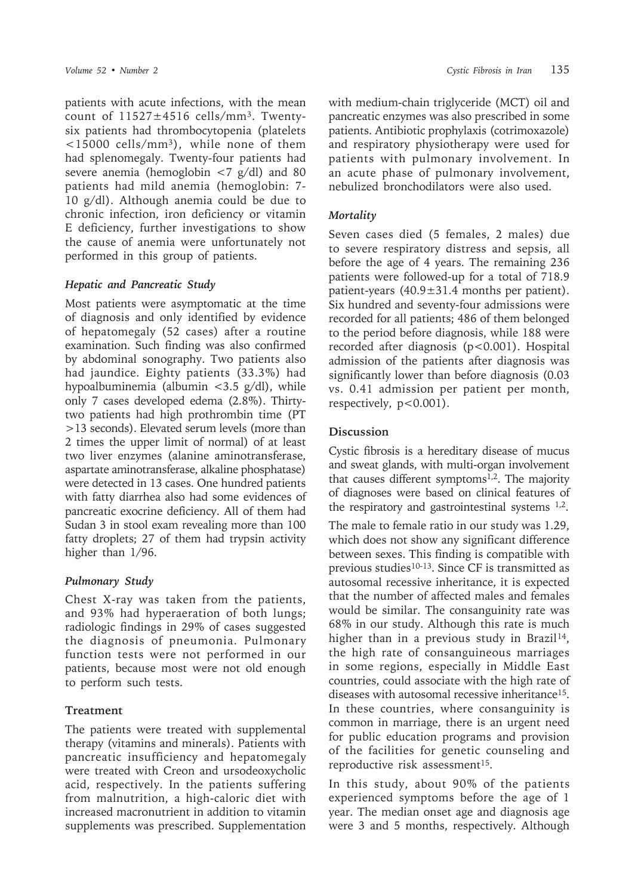patients with acute infections, with the mean count of $11527 \pm 4516$ cells/mm$^3$. Twenty-six patients had thrombocytopenia (platelets $<15000$ cells/mm$^3$), while none of them had splenomegaly. Twenty-four patients had severe anemia (hemoglobin $<7$ g/dl) and 80 patients had mild anemia (hemoglobin: 7-10 g/dl). Although anemia could be due to chronic infection, iron deficiency or vitamin E deficiency, further investigations to show the cause of anemia were unfortunately not performed in this group of patients.

### *Hepatic and Pancreatic Study*

Most patients were asymptomatic at the time of diagnosis and only identified by evidence of hepatomegaly (52 cases) after a routine examination. Such finding was also confirmed by abdominal sonography. Two patients also had jaundice. Eighty patients (33.3%) had hypoalbuminemia (albumin $<3.5$ g/dl), while only 7 cases developed edema (2.8%). Thirty-two patients had high prothrombin time (PT $>13$ seconds). Elevated serum levels (more than 2 times the upper limit of normal) of at least two liver enzymes (alanine aminotransferase, aspartate aminotransferase, alkaline phosphatase) were detected in 13 cases. One hundred patients with fatty diarrhea also had some evidences of pancreatic exocrine deficiency. All of them had Sudan 3 in stool exam revealing more than 100 fatty droplets; 27 of them had trypsin activity higher than 1/96.

### *Pulmonary Study*

Chest X-ray was taken from the patients, and 93% had hyperaeration of both lungs; radiologic findings in 29% of cases suggested the diagnosis of pneumonia. Pulmonary function tests were not performed in our patients, because most were not old enough to perform such tests.

## Treatment

The patients were treated with supplemental therapy (vitamins and minerals). Patients with pancreatic insufficiency and hepatomegaly were treated with Creon and ursodeoxycholic acid, respectively. In the patients suffering from malnutrition, a high-caloric diet with increased macronutrient in addition to vitamin supplements was prescribed. Supplementation with medium-chain triglyceride (MCT) oil and pancreatic enzymes was also prescribed in some patients. Antibiotic prophylaxis (cotrimoxazole) and respiratory physiotherapy were used for patients with pulmonary involvement. In an acute phase of pulmonary involvement, nebulized bronchodilators were also used.

### *Mortality*

Seven cases died (5 females, 2 males) due to severe respiratory distress and sepsis, all before the age of 4 years. The remaining 236 patients were followed-up for a total of 718.9 patient-years ($40.9 \pm 31.4$ months per patient). Six hundred and seventy-four admissions were recorded for all patients; 486 of them belonged to the period before diagnosis, while 188 were recorded after diagnosis ($p<0.001$). Hospital admission of the patients after diagnosis was significantly lower than before diagnosis (0.03 vs. 0.41 admission per patient per month, respectively, $p<0.001$).

## Discussion

Cystic fibrosis is a hereditary disease of mucus and sweat glands, with multi-organ involvement that causes different symptoms[1,2]. The majority of diagnoses were based on clinical features of the respiratory and gastrointestinal systems [1,2].

The male to female ratio in our study was 1.29, which does not show any significant difference between sexes. This finding is compatible with previous studies[10-13]. Since CF is transmitted as autosomal recessive inheritance, it is expected that the number of affected males and females would be similar. The consanguinity rate was 68% in our study. Although this rate is much higher than in a previous study in Brazil[14], the high rate of consanguineous marriages in some regions, especially in Middle East countries, could associate with the high rate of diseases with autosomal recessive inheritance[15]. In these countries, where consanguinity is common in marriage, there is an urgent need for public education programs and provision of the facilities for genetic counseling and reproductive risk assessment[15].

In this study, about 90% of the patients experienced symptoms before the age of 1 year. The median onset age and diagnosis age were 3 and 5 months, respectively. Although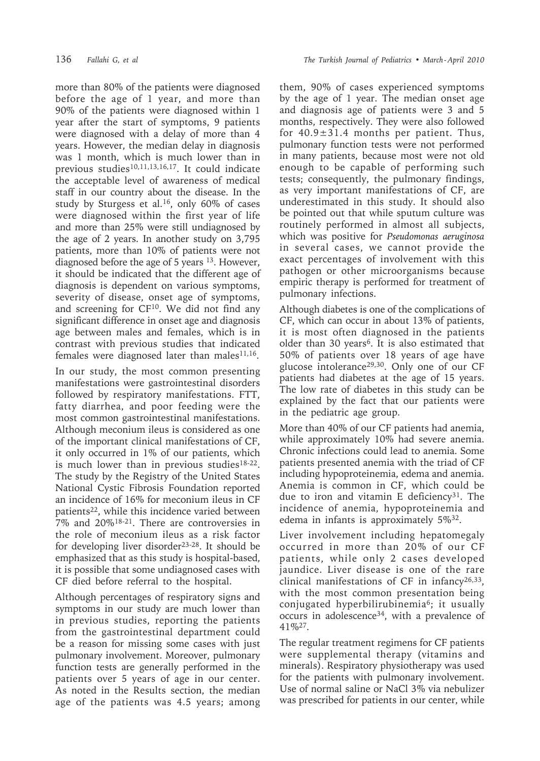more than 80% of the patients were diagnosed before the age of 1 year, and more than 90% of the patients were diagnosed within 1 year after the start of symptoms, 9 patients were diagnosed with a delay of more than 4 years. However, the median delay in diagnosis was 1 month, which is much lower than in previous studies[10,11,13,16,17]. It could indicate the acceptable level of awareness of medical staff in our country about the disease. In the study by Sturgess et al.[16], only 60% of cases were diagnosed within the first year of life and more than 25% were still undiagnosed by the age of 2 years. In another study on 3,795 patients, more than 10% of patients were not diagnosed before the age of 5 years [13]. However, it should be indicated that the different age of diagnosis is dependent on various symptoms, severity of disease, onset age of symptoms, and screening for CF[10]. We did not find any significant difference in onset age and diagnosis age between males and females, which is in contrast with previous studies that indicated females were diagnosed later than males[11,16].

In our study, the most common presenting manifestations were gastrointestinal disorders followed by respiratory manifestations. FTT, fatty diarrhea, and poor feeding were the most common gastrointestinal manifestations. Although meconium ileus is considered as one of the important clinical manifestations of CF, it only occurred in 1% of our patients, which is much lower than in previous studies[18-22]. The study by the Registry of the United States National Cystic Fibrosis Foundation reported an incidence of 16% for meconium ileus in CF patients[22], while this incidence varied between 7% and 20%[18-21]. There are controversies in the role of meconium ileus as a risk factor for developing liver disorder[23-28]. It should be emphasized that as this study is hospital-based, it is possible that some undiagnosed cases with CF died before referral to the hospital.

Although percentages of respiratory signs and symptoms in our study are much lower than in previous studies, reporting the patients from the gastrointestinal department could be a reason for missing some cases with just pulmonary involvement. Moreover, pulmonary function tests are generally performed in the patients over 5 years of age in our center. As noted in the Results section, the median age of the patients was 4.5 years; among them, 90% of cases experienced symptoms by the age of 1 year. The median onset age and diagnosis age of patients were 3 and 5 months, respectively. They were also followed for $40.9 \pm 31.4$ months per patient. Thus, pulmonary function tests were not performed in many patients, because most were not old enough to be capable of performing such tests; consequently, the pulmonary findings, as very important manifestations of CF, are underestimated in this study. It should also be pointed out that while sputum culture was routinely performed in almost all subjects, which was positive for *Pseudomonas aeruginosa* in several cases, we cannot provide the exact percentages of involvement with this pathogen or other microorganisms because empiric therapy is performed for treatment of pulmonary infections.

Although diabetes is one of the complications of CF, which can occur in about 13% of patients, it is most often diagnosed in the patients older than 30 years[6]. It is also estimated that 50% of patients over 18 years of age have glucose intolerance[29,30]. Only one of our CF patients had diabetes at the age of 15 years. The low rate of diabetes in this study can be explained by the fact that our patients were in the pediatric age group.

More than 40% of our CF patients had anemia, while approximately 10% had severe anemia. Chronic infections could lead to anemia. Some patients presented anemia with the triad of CF including hypoproteinemia, edema and anemia. Anemia is common in CF, which could be due to iron and vitamin E deficiency[31]. The incidence of anemia, hypoproteinemia and edema in infants is approximately 5%[32].

Liver involvement including hepatomegaly occurred in more than 20% of our CF patients, while only 2 cases developed jaundice. Liver disease is one of the rare clinical manifestations of CF in infancy[26,33], with the most common presentation being conjugated hyperbilirubinemia[6]; it usually occurs in adolescence[34], with a prevalence of 41%[27].

The regular treatment regimens for CF patients were supplemental therapy (vitamins and minerals). Respiratory physiotherapy was used for the patients with pulmonary involvement. Use of normal saline or NaCl 3% via nebulizer was prescribed for patients in our center, while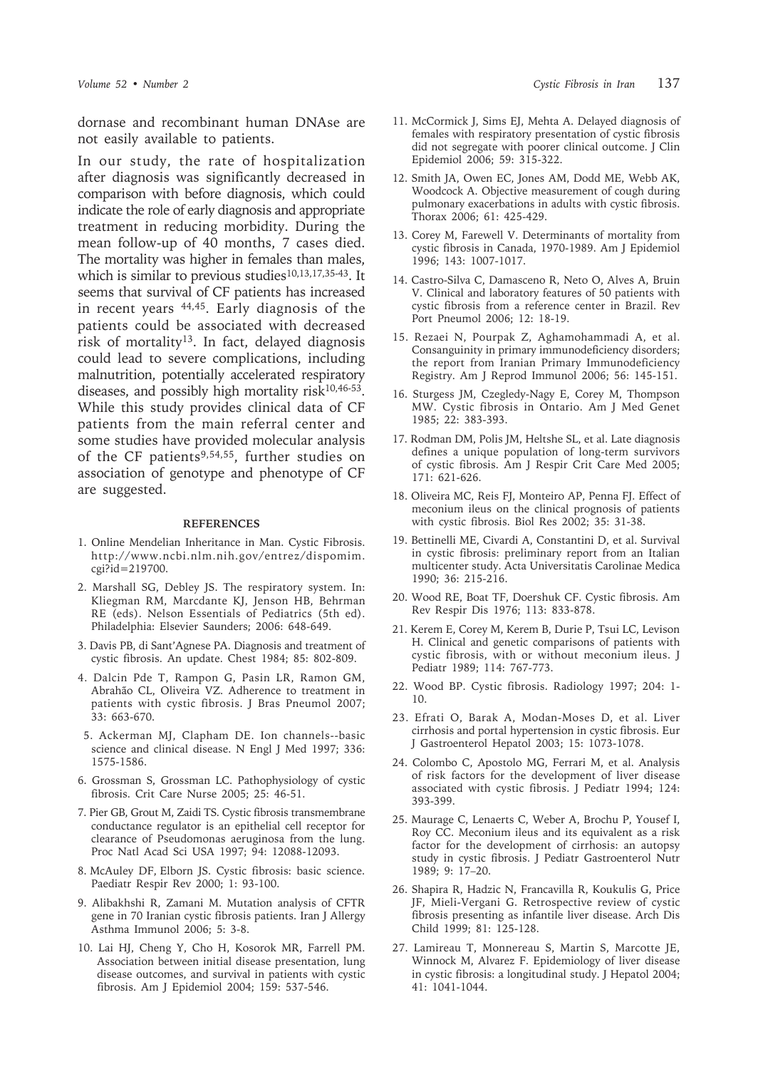dornase and recombinant human DNAse are not easily available to patients.

In our study, the rate of hospitalization after diagnosis was significantly decreased in comparison with before diagnosis, which could indicate the role of early diagnosis and appropriate treatment in reducing morbidity. During the mean follow-up of 40 months, 7 cases died. The mortality was higher in females than males, which is similar to previous studies[10,13,17,35-43]. It seems that survival of CF patients has increased in recent years [44,45]. Early diagnosis of the patients could be associated with decreased risk of mortality[13]. In fact, delayed diagnosis could lead to severe complications, including malnutrition, potentially accelerated respiratory diseases, and possibly high mortality risk[10,46-53]. While this study provides clinical data of CF patients from the main referral center and some studies have provided molecular analysis of the CF patients[9,54,55], further studies on association of genotype and phenotype of CF are suggested.

## REFERENCES

1. Online Mendelian Inheritance in Man. Cystic Fibrosis. http://www.ncbi.nlm.nih.gov/entrez/dispomim.cgi?id=219700.
2. Marshall SG, Debley JS. The respiratory system. In: Kliegman RM, Marcdante KJ, Jenson HB, Behrman RE (eds). Nelson Essentials of Pediatrics (5th ed). Philadelphia: Elsevier Saunders; 2006: 648-649.
3. Davis PB, di Sant'Agnese PA. Diagnosis and treatment of cystic fibrosis. An update. Chest 1984; 85: 802-809.
4. Dalcin Pde T, Rampon G, Pasin LR, Ramon GM, Abrahão CL, Oliveira VZ. Adherence to treatment in patients with cystic fibrosis. J Bras Pneumol 2007; 33: 663-670.
5. Ackerman MJ, Clapham DE. Ion channels--basic science and clinical disease. N Engl J Med 1997; 336: 1575-1586.
6. Grossman S, Grossman LC. Pathophysiology of cystic fibrosis. Crit Care Nurse 2005; 25: 46-51.
7. Pier GB, Grout M, Zaidi TS. Cystic fibrosis transmembrane conductance regulator is an epithelial cell receptor for clearance of Pseudomonas aeruginosa from the lung. Proc Natl Acad Sci USA 1997; 94: 12088-12093.
8. McAuley DF, Elborn JS. Cystic fibrosis: basic science. Paediatr Respir Rev 2000; 1: 93-100.
9. Alibakhshi R, Zamani M. Mutation analysis of CFTR gene in 70 Iranian cystic fibrosis patients. Iran J Allergy Asthma Immunol 2006; 5: 3-8.
10. Lai HJ, Cheng Y, Cho H, Kosorok MR, Farrell PM. Association between initial disease presentation, lung disease outcomes, and survival in patients with cystic fibrosis. Am J Epidemiol 2004; 159: 537-546.
11. McCormick J, Sims EJ, Mehta A. Delayed diagnosis of females with respiratory presentation of cystic fibrosis did not segregate with poorer clinical outcome. J Clin Epidemiol 2006; 59: 315-322.
12. Smith JA, Owen EC, Jones AM, Dodd ME, Webb AK, Woodcock A. Objective measurement of cough during pulmonary exacerbations in adults with cystic fibrosis. Thorax 2006; 61: 425-429.
13. Corey M, Farewell V. Determinants of mortality from cystic fibrosis in Canada, 1970-1989. Am J Epidemiol 1996; 143: 1007-1017.
14. Castro-Silva C, Damasceno R, Neto O, Alves A, Bruin V. Clinical and laboratory features of 50 patients with cystic fibrosis from a reference center in Brazil. Rev Port Pneumol 2006; 12: 18-19.
15. Rezaei N, Pourpak Z, Aghamohammadi A, et al. Consanguinity in primary immunodeficiency disorders; the report from Iranian Primary Immunodeficiency Registry. Am J Reprod Immunol 2006; 56: 145-151.
16. Sturgess JM, Czegledy-Nagy E, Corey M, Thompson MW. Cystic fibrosis in Ontario. Am J Med Genet 1985; 22: 383-393.
17. Rodman DM, Polis JM, Heltshe SL, et al. Late diagnosis defines a unique population of long-term survivors of cystic fibrosis. Am J Respir Crit Care Med 2005; 171: 621-626.
18. Oliveira MC, Reis FJ, Monteiro AP, Penna FJ. Effect of meconium ileus on the clinical prognosis of patients with cystic fibrosis. Biol Res 2002; 35: 31-38.
19. Bettinelli ME, Civardi A, Constantini D, et al. Survival in cystic fibrosis: preliminary report from an Italian multicenter study. Acta Universitatis Carolinae Medica 1990; 36: 215-216.
20. Wood RE, Boat TF, Doershuk CF. Cystic fibrosis. Am Rev Respir Dis 1976; 113: 833-878.
21. Kerem E, Corey M, Kerem B, Durie P, Tsui LC, Levison H. Clinical and genetic comparisons of patients with cystic fibrosis, with or without meconium ileus. J Pediatr 1989; 114: 767-773.
22. Wood BP. Cystic fibrosis. Radiology 1997; 204: 1-10.
23. Efrati O, Barak A, Modan-Moses D, et al. Liver cirrhosis and portal hypertension in cystic fibrosis. Eur J Gastroenterol Hepatol 2003; 15: 1073-1078.
24. Colombo C, Apostolo MG, Ferrari M, et al. Analysis of risk factors for the development of liver disease associated with cystic fibrosis. J Pediatr 1994; 124: 393-399.
25. Maurage C, Lenaerts C, Weber A, Brochu P, Yousef I, Roy CC. Meconium ileus and its equivalent as a risk factor for the development of cirrhosis: an autopsy study in cystic fibrosis. J Pediatr Gastroenterol Nutr 1989; 9: 17–20.
26. Shapira R, Hadzic N, Francavilla R, Koukulis G, Price JF, Mieli-Vergani G. Retrospective review of cystic fibrosis presenting as infantile liver disease. Arch Dis Child 1999; 81: 125-128.
27. Lamireau T, Monnereau S, Martin S, Marcotte JE, Winnock M, Alvarez F. Epidemiology of liver disease in cystic fibrosis: a longitudinal study. J Hepatol 2004; 41: 1041-1044.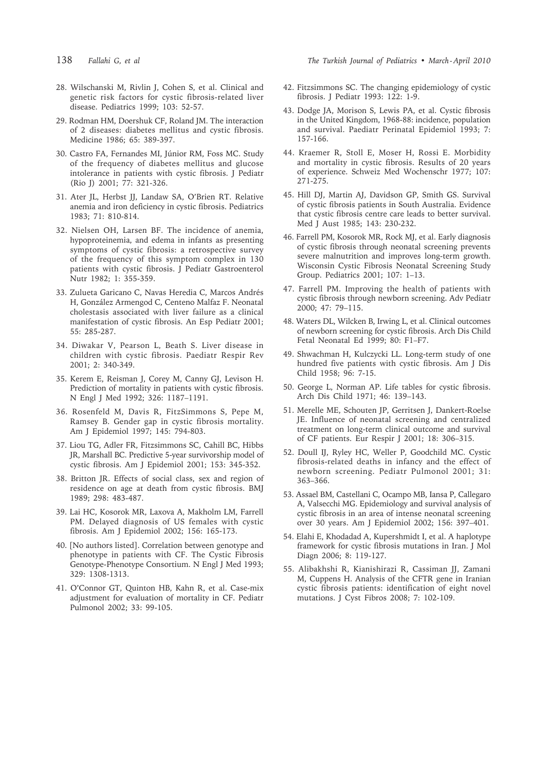28. Wilschanski M, Rivlin J, Cohen S, et al. Clinical and genetic risk factors for cystic fibrosis-related liver disease. Pediatrics 1999; 103: 52-57.

29. Rodman HM, Doershuk CF, Roland JM. The interaction of 2 diseases: diabetes mellitus and cystic fibrosis. Medicine 1986; 65: 389-397.

30. Castro FA, Fernandes MI, Júnior RM, Foss MC. Study of the frequency of diabetes mellitus and glucose intolerance in patients with cystic fibrosis. J Pediatr (Rio J) 2001; 77: 321-326.

31. Ater JL, Herbst JJ, Landaw SA, O'Brien RT. Relative anemia and iron deficiency in cystic fibrosis. Pediatrics 1983; 71: 810-814.

32. Nielsen OH, Larsen BF. The incidence of anemia, hypoproteinemia, and edema in infants as presenting symptoms of cystic fibrosis: a retrospective survey of the frequency of this symptom complex in 130 patients with cystic fibrosis. J Pediatr Gastroenterol Nutr 1982; 1: 355-359.

33. Zulueta Garicano C, Navas Heredia C, Marcos Andrés H, González Armengod C, Centeno Malfaz F. Neonatal cholestasis associated with liver failure as a clinical manifestation of cystic fibrosis. An Esp Pediatr 2001; 55: 285-287.

34. Diwakar V, Pearson L, Beath S. Liver disease in children with cystic fibrosis. Paediatr Respir Rev 2001; 2: 340-349.

35. Kerem E, Reisman J, Corey M, Canny GJ, Levison H. Prediction of mortality in patients with cystic fibrosis. N Engl J Med 1992; 326: 1187–1191.

36. Rosenfeld M, Davis R, FitzSimmons S, Pepe M, Ramsey B. Gender gap in cystic fibrosis mortality. Am J Epidemiol 1997; 145: 794-803.

37. Liou TG, Adler FR, Fitzsimmons SC, Cahill BC, Hibbs JR, Marshall BC. Predictive 5-year survivorship model of cystic fibrosis. Am J Epidemiol 2001; 153: 345-352.

38. Britton JR. Effects of social class, sex and region of residence on age at death from cystic fibrosis. BMJ 1989; 298: 483-487.

39. Lai HC, Kosorok MR, Laxova A, Makholm LM, Farrell PM. Delayed diagnosis of US females with cystic fibrosis. Am J Epidemiol 2002; 156: 165-173.

40. [No authors listed]. Correlation between genotype and phenotype in patients with CF. The Cystic Fibrosis Genotype-Phenotype Consortium. N Engl J Med 1993; 329: 1308-1313.

41. O'Connor GT, Quinton HB, Kahn R, et al. Case-mix adjustment for evaluation of mortality in CF. Pediatr Pulmonol 2002; 33: 99-105.

42. Fitzsimmons SC. The changing epidemiology of cystic fibrosis. J Pediatr 1993: 122: 1-9.

43. Dodge JA, Morison S, Lewis PA, et al. Cystic fibrosis in the United Kingdom, 1968-88: incidence, population and survival. Paediatr Perinatal Epidemiol 1993; 7: 157-166.

44. Kraemer R, Stoll E, Moser H, Rossi E. Morbidity and mortality in cystic fibrosis. Results of 20 years of experience. Schweiz Med Wochenschr 1977; 107: 271-275.

45. Hill DJ, Martin AJ, Davidson GP, Smith GS. Survival of cystic fibrosis patients in South Australia. Evidence that cystic fibrosis centre care leads to better survival. Med J Aust 1985; 143: 230-232.

46. Farrell PM, Kosorok MR, Rock MJ, et al. Early diagnosis of cystic fibrosis through neonatal screening prevents severe malnutrition and improves long-term growth. Wisconsin Cystic Fibrosis Neonatal Screening Study Group. Pediatrics 2001; 107: 1–13.

47. Farrell PM. Improving the health of patients with cystic fibrosis through newborn screening. Adv Pediatr 2000; 47: 79–115.

48. Waters DL, Wilcken B, Irwing L, et al. Clinical outcomes of newborn screening for cystic fibrosis. Arch Dis Child Fetal Neonatal Ed 1999; 80: F1–F7.

49. Shwachman H, Kulczycki LL. Long-term study of one hundred five patients with cystic fibrosis. Am J Dis Child 1958; 96: 7-15.

50. George L, Norman AP. Life tables for cystic fibrosis. Arch Dis Child 1971; 46: 139–143.

51. Merelle ME, Schouten JP, Gerritsen J, Dankert-Roelse JE. Influence of neonatal screening and centralized treatment on long-term clinical outcome and survival of CF patients. Eur Respir J 2001; 18: 306–315.

52. Doull IJ, Ryley HC, Weller P, Goodchild MC. Cystic fibrosis-related deaths in infancy and the effect of newborn screening. Pediatr Pulmonol 2001; 31: 363–366.

53. Assael BM, Castellani C, Ocampo MB, Iansa P, Callegaro A, Valsecchi MG. Epidemiology and survival analysis of cystic fibrosis in an area of intense neonatal screening over 30 years. Am J Epidemiol 2002; 156: 397–401.

54. Elahi E, Khodadad A, Kupershmidt I, et al. A haplotype framework for cystic fibrosis mutations in Iran. J Mol Diagn 2006; 8: 119-127.

55. Alibakhshi R, Kianishirazi R, Cassiman JJ, Zamani M, Cuppens H. Analysis of the CFTR gene in Iranian cystic fibrosis patients: identification of eight novel mutations. J Cyst Fibros 2008; 7: 102-109.